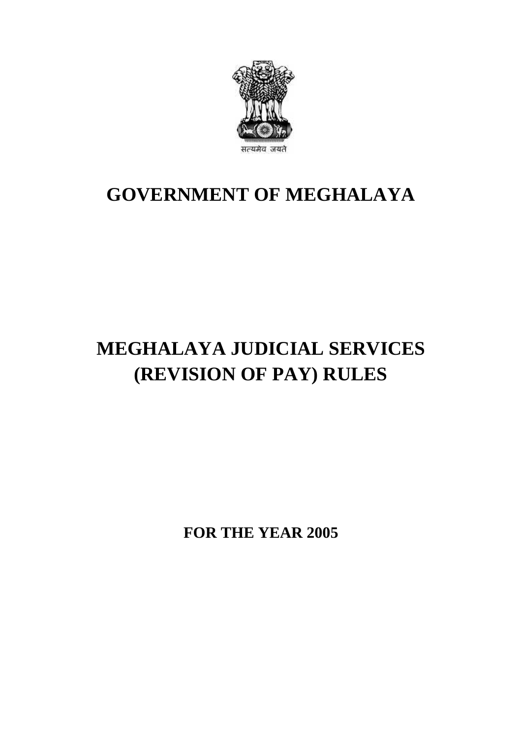सत्यमेव जयते

# GOVERNMENT OF MEGHALAYA

# MEGHALAYA JUDICIAL SERVICES (REVISION OF PAY) RULES

**FOR THE YEAR 2005**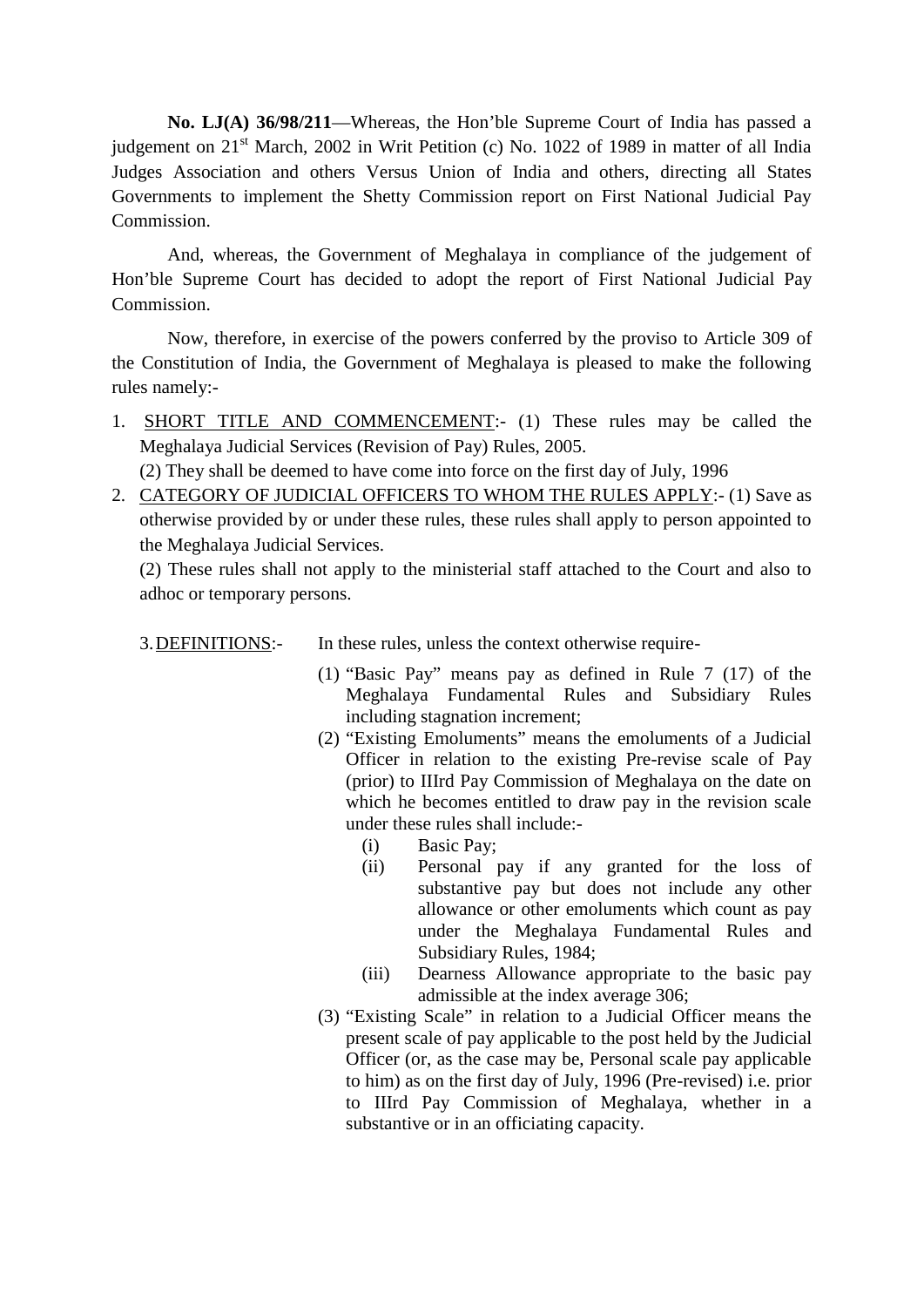**No. LJ(A) 36/98/211**—Whereas, the Hon'ble Supreme Court of India has passed a judgement on 21st March, 2002 in Writ Petition (c) No. 1022 of 1989 in matter of all India Judges Association and others Versus Union of India and others, directing all States Governments to implement the Shetty Commission report on First National Judicial Pay Commission.

And, whereas, the Government of Meghalaya in compliance of the judgement of Hon'ble Supreme Court has decided to adopt the report of First National Judicial Pay Commission.

Now, therefore, in exercise of the powers conferred by the proviso to Article 309 of the Constitution of India, the Government of Meghalaya is pleased to make the following rules namely:-

1. <u>SHORT TITLE AND COMMENCEMENT</u>:- (1) These rules may be called the Meghalaya Judicial Services (Revision of Pay) Rules, 2005.
   (2) They shall be deemed to have come into force on the first day of July, 1996
2. <u>CATEGORY OF JUDICIAL OFFICERS TO WHOM THE RULES APPLY</u>:- (1) Save as otherwise provided by or under these rules, these rules shall apply to person appointed to the Meghalaya Judicial Services.
   (2) These rules shall not apply to the ministerial staff attached to the Court and also to adhoc or temporary persons.
3. <u>DEFINITIONS</u>:- In these rules, unless the context otherwise require-
   (1) "Basic Pay" means pay as defined in Rule 7 (17) of the Meghalaya Fundamental Rules and Subsidiary Rules including stagnation increment;
   (2) "Existing Emoluments" means the emoluments of a Judicial Officer in relation to the existing Pre-revise scale of Pay (prior) to IIIrd Pay Commission of Meghalaya on the date on which he becomes entitled to draw pay in the revision scale under these rules shall include:-
      (i) Basic Pay;
      (ii) Personal pay if any granted for the loss of substantive pay but does not include any other allowance or other emoluments which count as pay under the Meghalaya Fundamental Rules and Subsidiary Rules, 1984;
      (iii) Dearness Allowance appropriate to the basic pay admissible at the index average 306;
   (3) "Existing Scale" in relation to a Judicial Officer means the present scale of pay applicable to the post held by the Judicial Officer (or, as the case may be, Personal scale pay applicable to him) as on the first day of July, 1996 (Pre-revised) i.e. prior to IIIrd Pay Commission of Meghalaya, whether in a substantive or in an officiating capacity.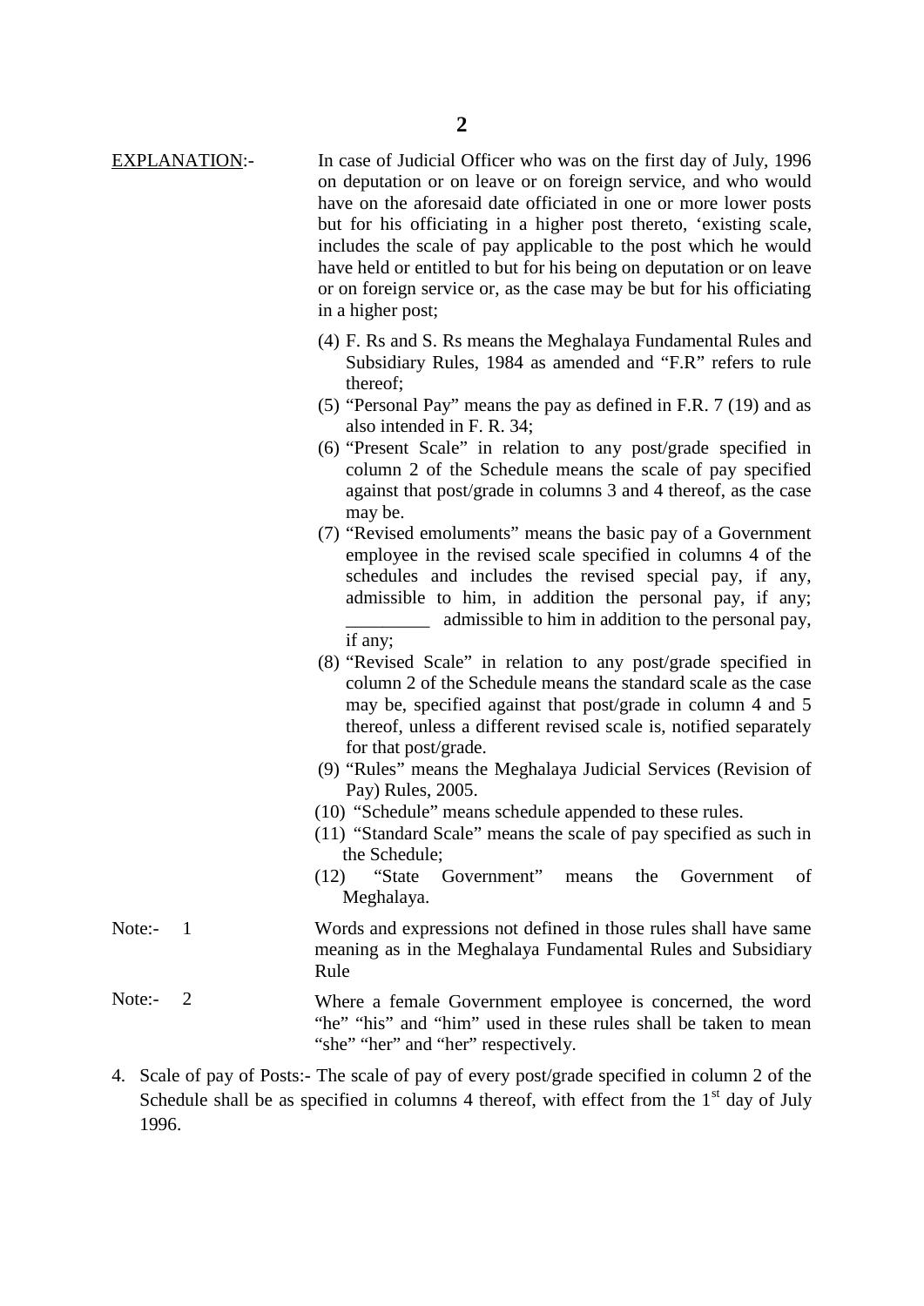EXPLANATION:- In case of Judicial Officer who was on the first day of July, 1996 on deputation or on leave or on foreign service, and who would have on the aforesaid date officiated in one or more lower posts but for his officiating in a higher post thereto, 'existing scale, includes the scale of pay applicable to the post which he would have held or entitled to but for his being on deputation or on leave or on foreign service or, as the case may be but for his officiating in a higher post;

(4) F. Rs and S. Rs means the Meghalaya Fundamental Rules and Subsidiary Rules, 1984 as amended and "F.R" refers to rule thereof;

(5) "Personal Pay" means the pay as defined in F.R. 7 (19) and as also intended in F. R. 34;

(6) "Present Scale" in relation to any post/grade specified in column 2 of the Schedule means the scale of pay specified against that post/grade in columns 3 and 4 thereof, as the case may be.

(7) "Revised emoluments" means the basic pay of a Government employee in the revised scale specified in columns 4 of the schedules and includes the revised special pay, if any, admissible to him, in addition the personal pay, if any; _________ admissible to him in addition to the personal pay, if any;

(8) "Revised Scale" in relation to any post/grade specified in column 2 of the Schedule means the standard scale as the case may be, specified against that post/grade in column 4 and 5 thereof, unless a different revised scale is, notified separately for that post/grade.

(9) "Rules" means the Meghalaya Judicial Services (Revision of Pay) Rules, 2005.

(10) "Schedule" means schedule appended to these rules.

(11) "Standard Scale" means the scale of pay specified as such in the Schedule;

(12) "State Government" means the Government of Meghalaya.

Note:- 1 Words and expressions not defined in those rules shall have same meaning as in the Meghalaya Fundamental Rules and Subsidiary Rule

Note:- 2 Where a female Government employee is concerned, the word "he" "his" and "him" used in these rules shall be taken to mean "she" "her" and "her" respectively.

4. Scale of pay of Posts:- The scale of pay of every post/grade specified in column 2 of the Schedule shall be as specified in columns 4 thereof, with effect from the 1st day of July 1996.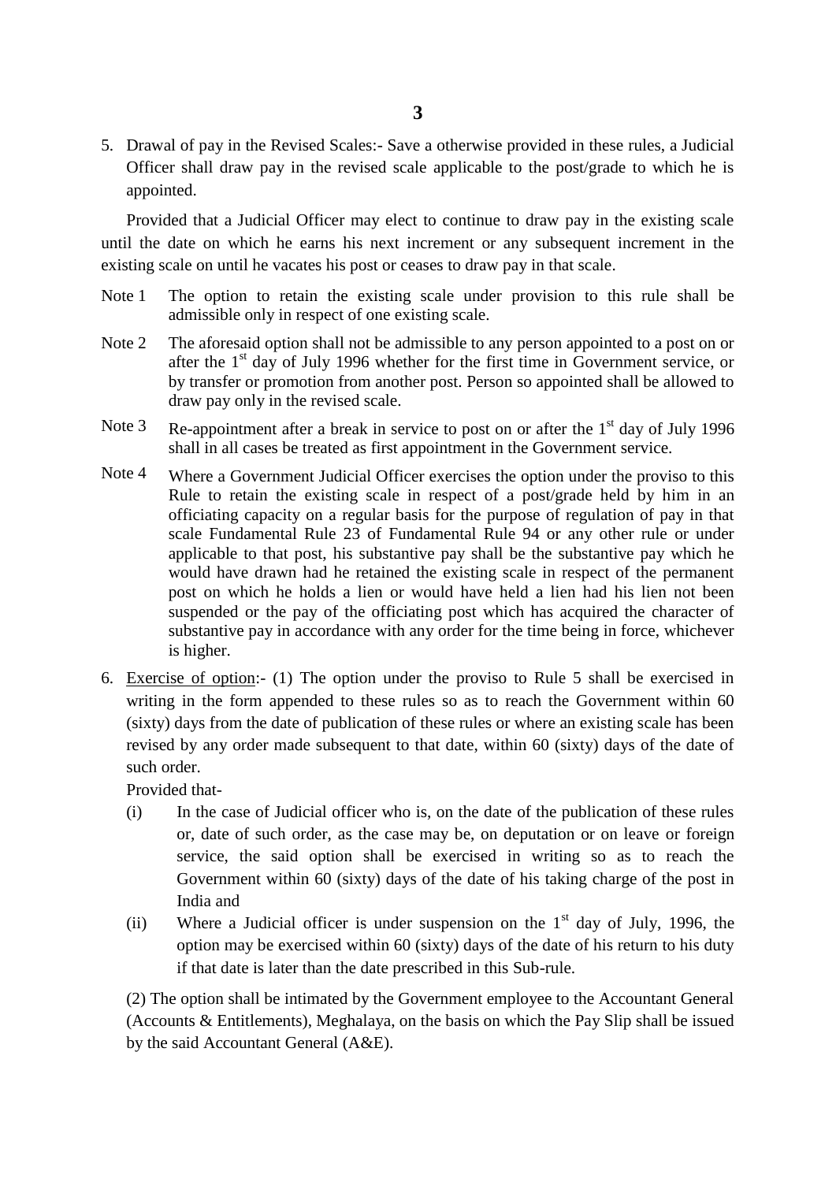5. Drawal of pay in the Revised Scales:- Save a otherwise provided in these rules, a Judicial Officer shall draw pay in the revised scale applicable to the post/grade to which he is appointed.

Provided that a Judicial Officer may elect to continue to draw pay in the existing scale until the date on which he earns his next increment or any subsequent increment in the existing scale on until he vacates his post or ceases to draw pay in that scale.

Note 1 The option to retain the existing scale under provision to this rule shall be admissible only in respect of one existing scale.

Note 2 The aforesaid option shall not be admissible to any person appointed to a post on or after the 1st day of July 1996 whether for the first time in Government service, or by transfer or promotion from another post. Person so appointed shall be allowed to draw pay only in the revised scale.

Note 3 Re-appointment after a break in service to post on or after the 1st day of July 1996 shall in all cases be treated as first appointment in the Government service.

Note 4 Where a Government Judicial Officer exercises the option under the proviso to this Rule to retain the existing scale in respect of a post/grade held by him in an officiating capacity on a regular basis for the purpose of regulation of pay in that scale Fundamental Rule 23 of Fundamental Rule 94 or any other rule or under applicable to that post, his substantive pay shall be the substantive pay which he would have drawn had he retained the existing scale in respect of the permanent post on which he holds a lien or would have held a lien had his lien not been suspended or the pay of the officiating post which has acquired the character of substantive pay in accordance with any order for the time being in force, whichever is higher.

6. <u>Exercise of option</u>:- (1) The option under the proviso to Rule 5 shall be exercised in writing in the form appended to these rules so as to reach the Government within 60 (sixty) days from the date of publication of these rules or where an existing scale has been revised by any order made subsequent to that date, within 60 (sixty) days of the date of such order.

   Provided that-

   (i) In the case of Judicial officer who is, on the date of the publication of these rules or, date of such order, as the case may be, on deputation or on leave or foreign service, the said option shall be exercised in writing so as to reach the Government within 60 (sixty) days of the date of his taking charge of the post in India and

   (ii) Where a Judicial officer is under suspension on the 1st day of July, 1996, the option may be exercised within 60 (sixty) days of the date of his return to his duty if that date is later than the date prescribed in this Sub-rule.

   (2) The option shall be intimated by the Government employee to the Accountant General (Accounts & Entitlements), Meghalaya, on the basis on which the Pay Slip shall be issued by the said Accountant General (A&E).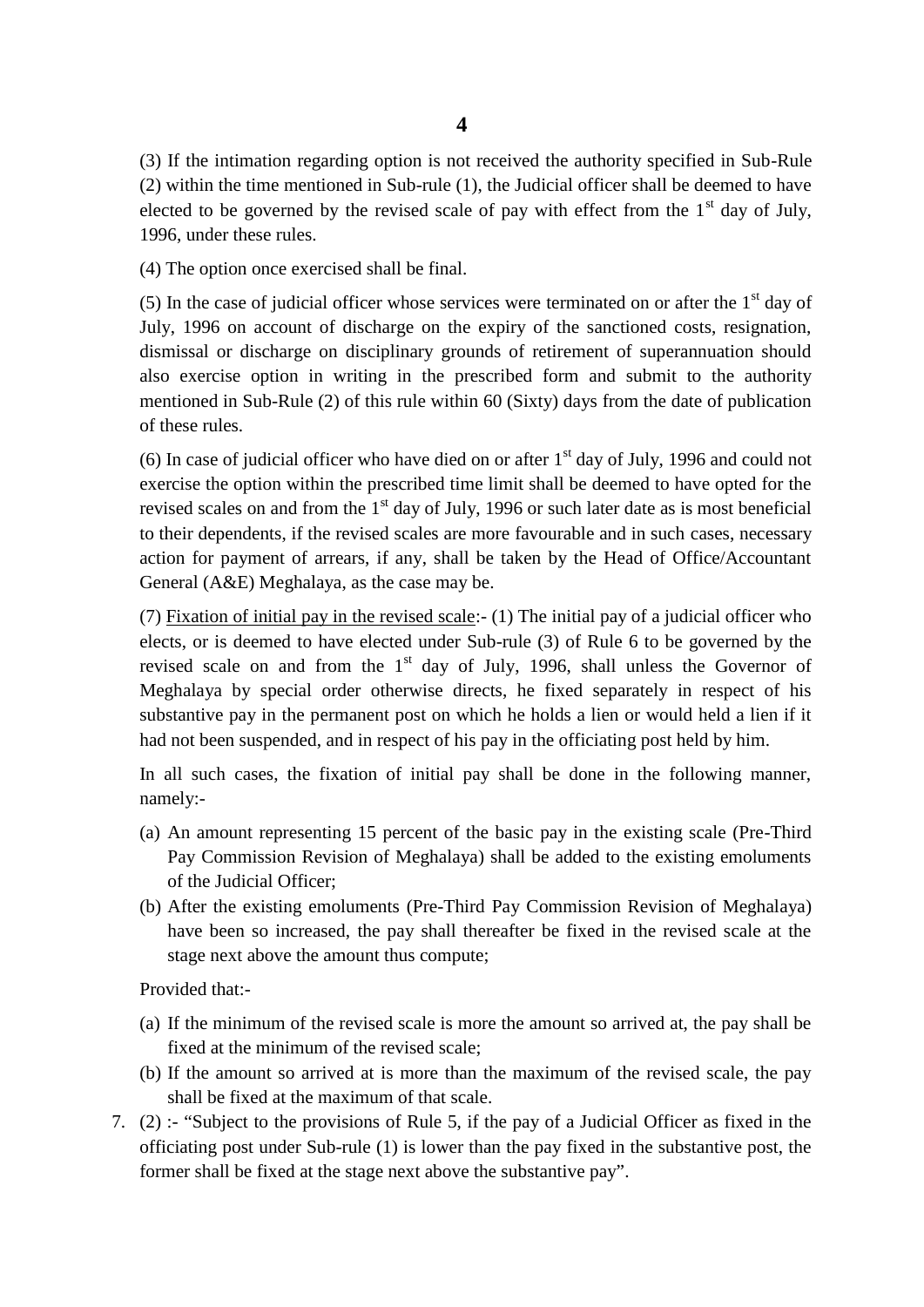(3) If the intimation regarding option is not received the authority specified in Sub-Rule (2) within the time mentioned in Sub-rule (1), the Judicial officer shall be deemed to have elected to be governed by the revised scale of pay with effect from the 1st day of July, 1996, under these rules.

(4) The option once exercised shall be final.

(5) In the case of judicial officer whose services were terminated on or after the 1st day of July, 1996 on account of discharge on the expiry of the sanctioned costs, resignation, dismissal or discharge on disciplinary grounds of retirement of superannuation should also exercise option in writing in the prescribed form and submit to the authority mentioned in Sub-Rule (2) of this rule within 60 (Sixty) days from the date of publication of these rules.

(6) In case of judicial officer who have died on or after 1st day of July, 1996 and could not exercise the option within the prescribed time limit shall be deemed to have opted for the revised scales on and from the 1st day of July, 1996 or such later date as is most beneficial to their dependents, if the revised scales are more favourable and in such cases, necessary action for payment of arrears, if any, shall be taken by the Head of Office/Accountant General (A&E) Meghalaya, as the case may be.

(7) Fixation of initial pay in the revised scale:- (1) The initial pay of a judicial officer who elects, or is deemed to have elected under Sub-rule (3) of Rule 6 to be governed by the revised scale on and from the 1st day of July, 1996, shall unless the Governor of Meghalaya by special order otherwise directs, he fixed separately in respect of his substantive pay in the permanent post on which he holds a lien or would held a lien if it had not been suspended, and in respect of his pay in the officiating post held by him.

In all such cases, the fixation of initial pay shall be done in the following manner, namely:-

(a) An amount representing 15 percent of the basic pay in the existing scale (Pre-Third Pay Commission Revision of Meghalaya) shall be added to the existing emoluments of the Judicial Officer;
(b) After the existing emoluments (Pre-Third Pay Commission Revision of Meghalaya) have been so increased, the pay shall thereafter be fixed in the revised scale at the stage next above the amount thus compute;

Provided that:-

(a) If the minimum of the revised scale is more the amount so arrived at, the pay shall be fixed at the minimum of the revised scale;
(b) If the amount so arrived at is more than the maximum of the revised scale, the pay shall be fixed at the maximum of that scale.

7. (2) :- "Subject to the provisions of Rule 5, if the pay of a Judicial Officer as fixed in the officiating post under Sub-rule (1) is lower than the pay fixed in the substantive post, the former shall be fixed at the stage next above the substantive pay".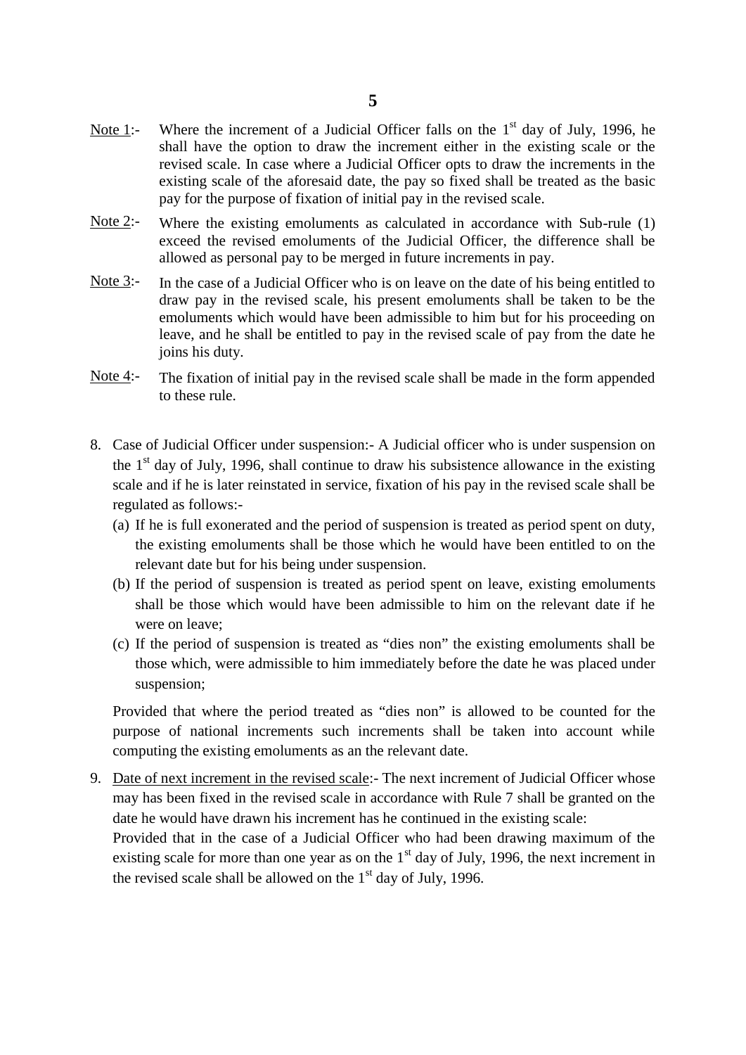<u>Note 1</u>:- Where the increment of a Judicial Officer falls on the 1st day of July, 1996, he shall have the option to draw the increment either in the existing scale or the revised scale. In case where a Judicial Officer opts to draw the increments in the existing scale of the aforesaid date, the pay so fixed shall be treated as the basic pay for the purpose of fixation of initial pay in the revised scale.

<u>Note 2</u>:- Where the existing emoluments as calculated in accordance with Sub-rule (1) exceed the revised emoluments of the Judicial Officer, the difference shall be allowed as personal pay to be merged in future increments in pay.

<u>Note 3</u>:- In the case of a Judicial Officer who is on leave on the date of his being entitled to draw pay in the revised scale, his present emoluments shall be taken to be the emoluments which would have been admissible to him but for his proceeding on leave, and he shall be entitled to pay in the revised scale of pay from the date he joins his duty.

<u>Note 4</u>:- The fixation of initial pay in the revised scale shall be made in the form appended to these rule.

8. Case of Judicial Officer under suspension:- A Judicial officer who is under suspension on the 1st day of July, 1996, shall continue to draw his subsistence allowance in the existing scale and if he is later reinstated in service, fixation of his pay in the revised scale shall be regulated as follows:-
   (a) If he is full exonerated and the period of suspension is treated as period spent on duty, the existing emoluments shall be those which he would have been entitled to on the relevant date but for his being under suspension.
   (b) If the period of suspension is treated as period spent on leave, existing emoluments shall be those which would have been admissible to him on the relevant date if he were on leave;
   (c) If the period of suspension is treated as "dies non" the existing emoluments shall be those which, were admissible to him immediately before the date he was placed under suspension;

   Provided that where the period treated as "dies non" is allowed to be counted for the purpose of national increments such increments shall be taken into account while computing the existing emoluments as an the relevant date.

9. <u>Date of next increment in the revised scale</u>:- The next increment of Judicial Officer whose may has been fixed in the revised scale in accordance with Rule 7 shall be granted on the date he would have drawn his increment has he continued in the existing scale:
   Provided that in the case of a Judicial Officer who had been drawing maximum of the existing scale for more than one year as on the 1st day of July, 1996, the next increment in the revised scale shall be allowed on the 1st day of July, 1996.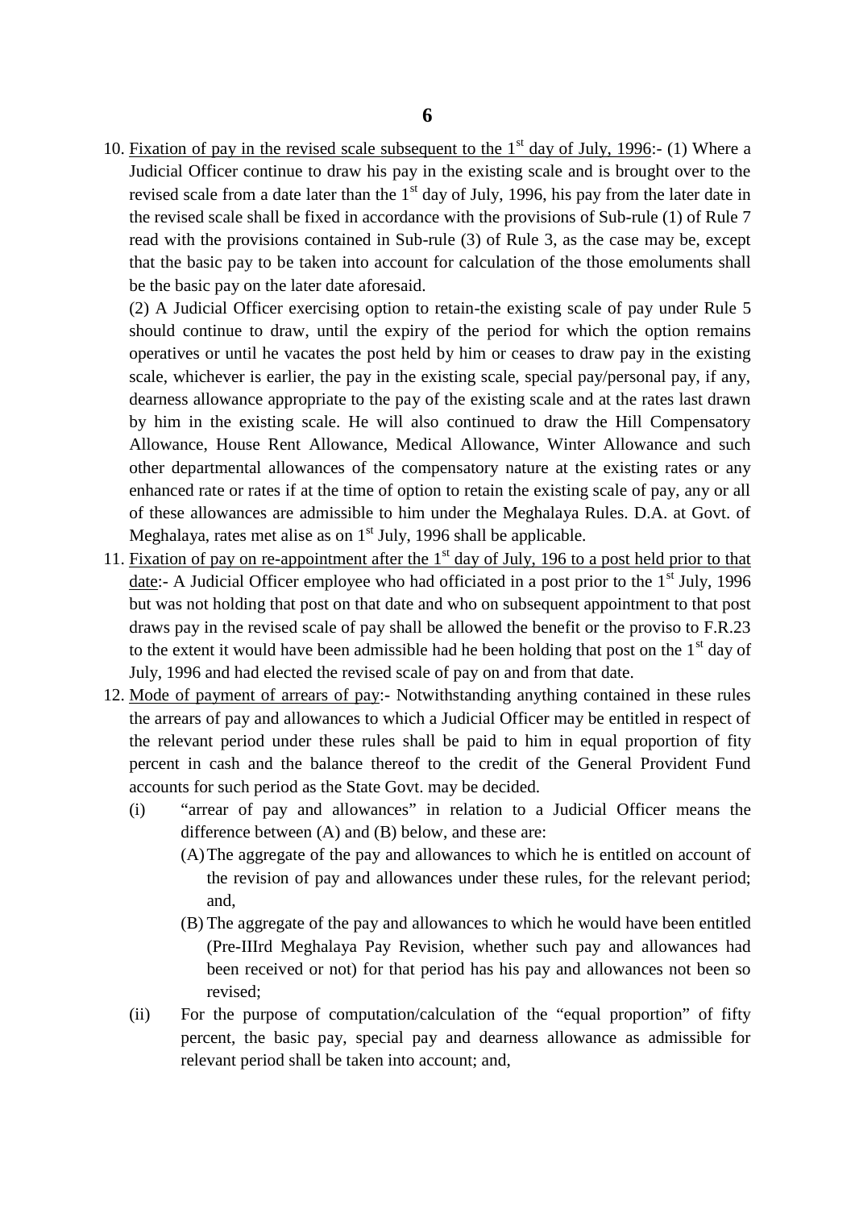10. <u>Fixation of pay in the revised scale subsequent to the 1st day of July, 1996</u>:- (1) Where a Judicial Officer continue to draw his pay in the existing scale and is brought over to the revised scale from a date later than the 1st day of July, 1996, his pay from the later date in the revised scale shall be fixed in accordance with the provisions of Sub-rule (1) of Rule 7 read with the provisions contained in Sub-rule (3) of Rule 3, as the case may be, except that the basic pay to be taken into account for calculation of the those emoluments shall be the basic pay on the later date aforesaid.

    (2) A Judicial Officer exercising option to retain-the existing scale of pay under Rule 5 should continue to draw, until the expiry of the period for which the option remains operatives or until he vacates the post held by him or ceases to draw pay in the existing scale, whichever is earlier, the pay in the existing scale, special pay/personal pay, if any, dearness allowance appropriate to the pay of the existing scale and at the rates last drawn by him in the existing scale. He will also continued to draw the Hill Compensatory Allowance, House Rent Allowance, Medical Allowance, Winter Allowance and such other departmental allowances of the compensatory nature at the existing rates or any enhanced rate or rates if at the time of option to retain the existing scale of pay, any or all of these allowances are admissible to him under the Meghalaya Rules. D.A. at Govt. of Meghalaya, rates met alise as on 1st July, 1996 shall be applicable.

11. <u>Fixation of pay on re-appointment after the 1st day of July, 196 to a post held prior to that date</u>:- A Judicial Officer employee who had officiated in a post prior to the 1st July, 1996 but was not holding that post on that date and who on subsequent appointment to that post draws pay in the revised scale of pay shall be allowed the benefit or the proviso to F.R.23 to the extent it would have been admissible had he been holding that post on the 1st day of July, 1996 and had elected the revised scale of pay on and from that date.

12. <u>Mode of payment of arrears of pay</u>:- Notwithstanding anything contained in these rules the arrears of pay and allowances to which a Judicial Officer may be entitled in respect of the relevant period under these rules shall be paid to him in equal proportion of fity percent in cash and the balance thereof to the credit of the General Provident Fund accounts for such period as the State Govt. may be decided.

    (i) "arrear of pay and allowances" in relation to a Judicial Officer means the difference between (A) and (B) below, and these are:

        (A) The aggregate of the pay and allowances to which he is entitled on account of the revision of pay and allowances under these rules, for the relevant period; and,

        (B) The aggregate of the pay and allowances to which he would have been entitled (Pre-IIIrd Meghalaya Pay Revision, whether such pay and allowances had been received or not) for that period has his pay and allowances not been so revised;

    (ii) For the purpose of computation/calculation of the "equal proportion" of fifty percent, the basic pay, special pay and dearness allowance as admissible for relevant period shall be taken into account; and,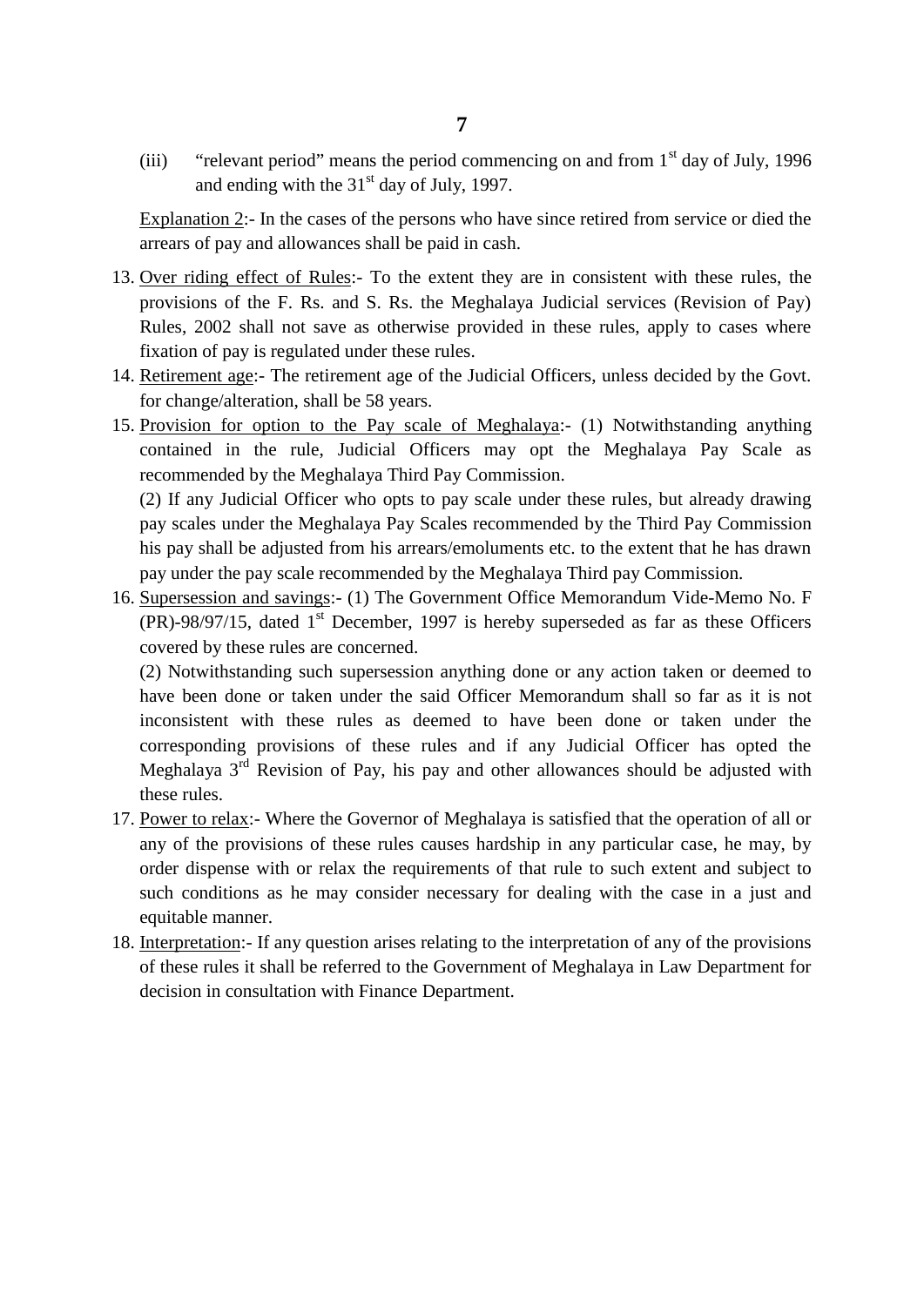(iii) "relevant period" means the period commencing on and from 1st day of July, 1996 and ending with the 31st day of July, 1997.

Explanation 2:- In the cases of the persons who have since retired from service or died the arrears of pay and allowances shall be paid in cash.

13. Over riding effect of Rules:- To the extent they are in consistent with these rules, the provisions of the F. Rs. and S. Rs. the Meghalaya Judicial services (Revision of Pay) Rules, 2002 shall not save as otherwise provided in these rules, apply to cases where fixation of pay is regulated under these rules.
14. Retirement age:- The retirement age of the Judicial Officers, unless decided by the Govt. for change/alteration, shall be 58 years.
15. Provision for option to the Pay scale of Meghalaya:- (1) Notwithstanding anything contained in the rule, Judicial Officers may opt the Meghalaya Pay Scale as recommended by the Meghalaya Third Pay Commission.

    (2) If any Judicial Officer who opts to pay scale under these rules, but already drawing pay scales under the Meghalaya Pay Scales recommended by the Third Pay Commission his pay shall be adjusted from his arrears/emoluments etc. to the extent that he has drawn pay under the pay scale recommended by the Meghalaya Third pay Commission.
16. Supersession and savings:- (1) The Government Office Memorandum Vide-Memo No. F (PR)-98/97/15, dated 1st December, 1997 is hereby superseded as far as these Officers covered by these rules are concerned.

    (2) Notwithstanding such supersession anything done or any action taken or deemed to have been done or taken under the said Officer Memorandum shall so far as it is not inconsistent with these rules as deemed to have been done or taken under the corresponding provisions of these rules and if any Judicial Officer has opted the Meghalaya 3rd Revision of Pay, his pay and other allowances should be adjusted with these rules.
17. Power to relax:- Where the Governor of Meghalaya is satisfied that the operation of all or any of the provisions of these rules causes hardship in any particular case, he may, by order dispense with or relax the requirements of that rule to such extent and subject to such conditions as he may consider necessary for dealing with the case in a just and equitable manner.
18. Interpretation:- If any question arises relating to the interpretation of any of the provisions of these rules it shall be referred to the Government of Meghalaya in Law Department for decision in consultation with Finance Department.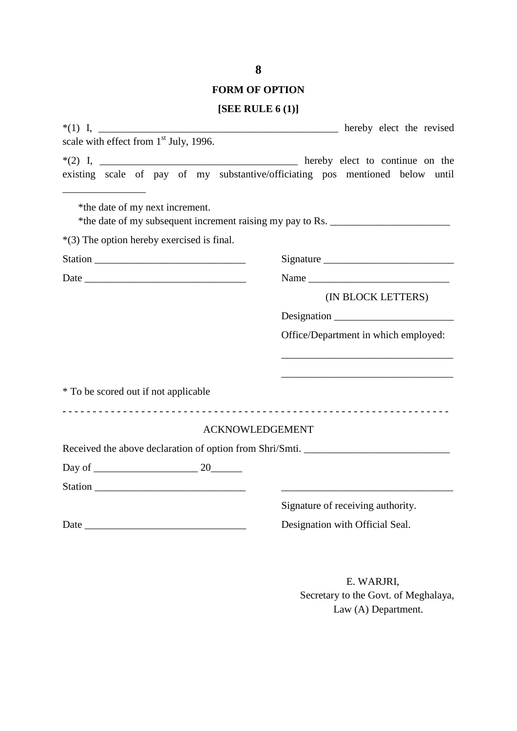## FORM OF OPTION

**[SEE RULE 6 (1)]**

*(1) I, ________________________________________________ hereby elect the revised scale with effect from 1st July, 1996.

*(2) I, ______________________________________ hereby elect to continue on the existing scale of pay of my substantive/officiating pos mentioned below until ________________

*the date of my next increment.

*the date of my subsequent increment raising my pay to Rs. _______________________

*(3) The option hereby exercised is final.

Station ____________________________

Date _______________________________

Signature _________________________

Name ___________________________

(IN BLOCK LETTERS)

Designation ______________________

Office/Department in which employed:

________________________________

________________________________

* To be scored out if not applicable

- - - - - - - - - - - - - - - - - - - - - - - - - - - - - - - - - - - - - - - - - - - - - - - - - - - - - - - - - - - - - - -

ACKNOWLEDGEMENT

Received the above declaration of option from Shri/Smti. ___________________________

Day of ___________________ 20______

Station ____________________________

________________________________

Signature of receiving authority.

Date _______________________________

Designation with Official Seal.

E. WARJRI,
Secretary to the Govt. of Meghalaya,
Law (A) Department.